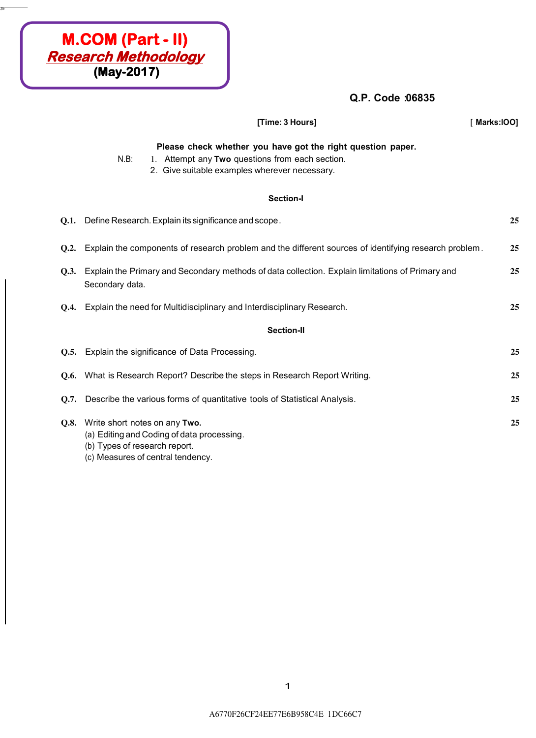# M.COM (Part - II)
## *Research Methodology*
**(May-2017)**

**Q.P. Code :06835**

**[Time: 3 Hours]** **[ Marks:lOO]**

**Please check whether you have got the right question paper.**

N.B:
1. Attempt any **Two** questions from each section.
2. Give suitable examples wherever necessary.

**Section-I**

**Q.1.** Define Research. Explain its significance and scope. **25**

**Q.2.** Explain the components of research problem and the different sources of identifying research problem. **25**

**Q.3.** Explain the Primary and Secondary methods of data collection. Explain limitations of Primary and Secondary data. **25**

**Q.4.** Explain the need for Multidisciplinary and Interdisciplinary Research. **25**

**Section-II**

**Q.5.** Explain the significance of Data Processing. **25**

**Q.6.** What is Research Report? Describe the steps in Research Report Writing. **25**

**Q.7.** Describe the various forms of quantitative tools of Statistical Analysis. **25**

**Q.8.** Write short notes on any **Two.** **25**

(a) Editing and Coding of data processing.
(b) Types of research report.
(c) Measures of central tendency.

A6770F26CF24EE77E6B958C4E 1DC66C7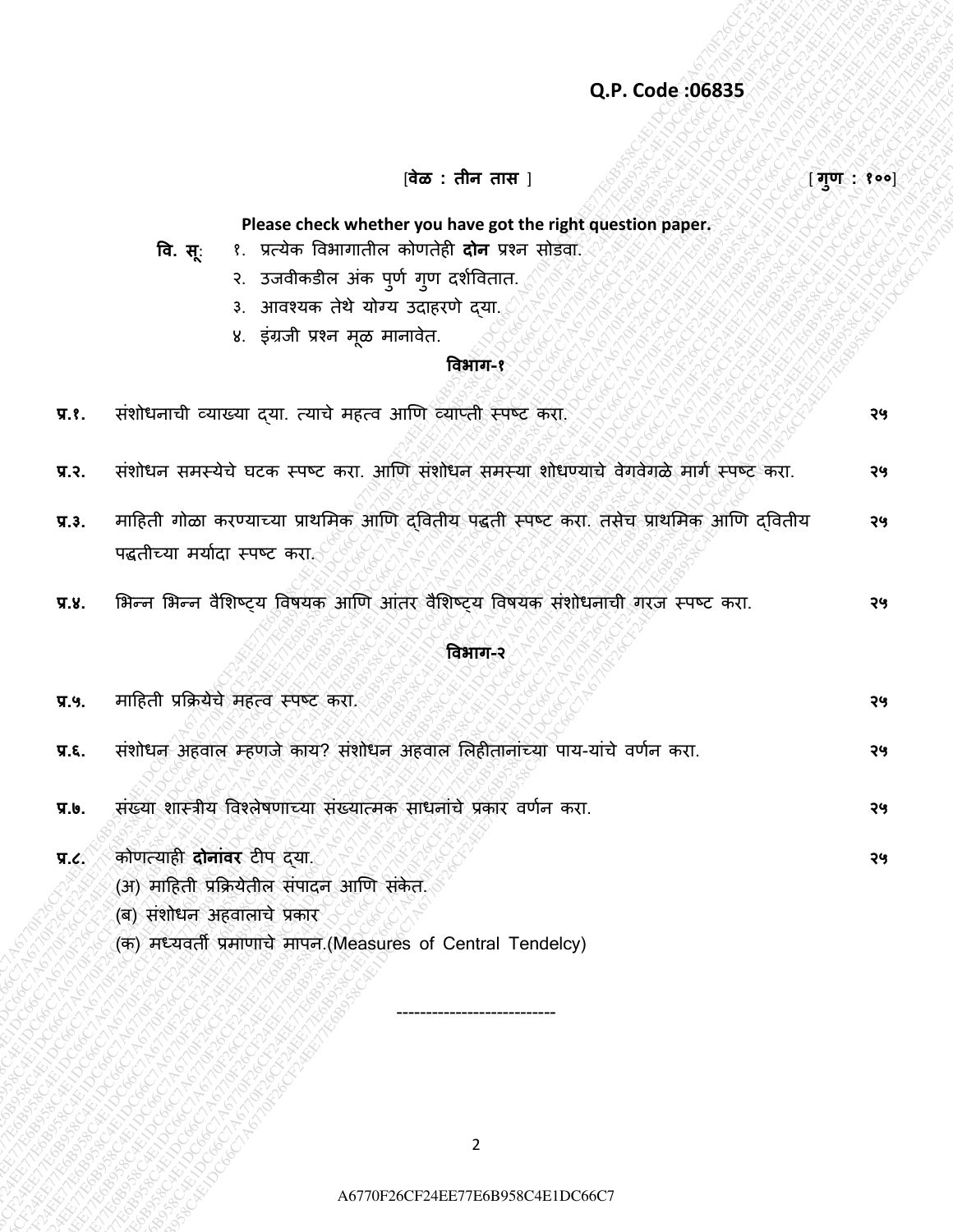**Q.P. Code :06835**

[**वेळ : तीन तास** ] [**गुण : १००**]

**Please check whether you have got the right question paper.**

**वि. सू:**
१. प्रत्येक विभागातील कोणतेही **दोन** प्रश्न सोडवा.
२. उजवीकडील अंक पुर्ण गुण दर्शवितात.
३. आवश्यक तेथे योग्य उदाहरणे द्या.
४. इंग्रजी प्रश्न मूळ मानावेत.

## विभाग-१

**प्र.१.** संशोधनाची व्याख्या द्या. त्याचे महत्व आणि व्याप्ती स्पष्ट करा. २५

**प्र.२.** संशोधन समस्येचे घटक स्पष्ट करा. आणि संशोधन समस्या शोधण्याचे वेगवेगळे मार्ग स्पष्ट करा. २५

**प्र.३.** माहिती गोळा करण्याच्या प्राथमिक आणि द्वितीय पद्धती स्पष्ट करा. तसेच प्राथमिक आणि द्वितीय पद्धतीच्या मर्यादा स्पष्ट करा. २५

**प्र.४.** भिन्न भिन्न वैशिष्ट्य विषयक आणि आंतर वैशिष्ट्य विषयक संशोधनाची गरज स्पष्ट करा. २५

## विभाग-२

**प्र.५.** माहिती प्रक्रियेचे महत्व स्पष्ट करा. २५

**प्र.६.** संशोधन अहवाल म्हणजे काय? संशोधन अहवाल लिहीतानांच्या पाय-यांचे वर्णन करा. २५

**प्र.७.** संख्या शास्त्रीय विश्लेषणाच्या संख्यात्मक साधनांचे प्रकार वर्णन करा. २५

**प्र.८.** कोणत्याही **दोनांवर** टीप द्या. २५

(अ) माहिती प्रक्रियेतील संपादन आणि संकेत.

(ब) संशोधन अहवालाचे प्रकार

(क) मध्यवर्ती प्रमाणाचे मापन.(Measures of Central Tendelcy)

---------------------------